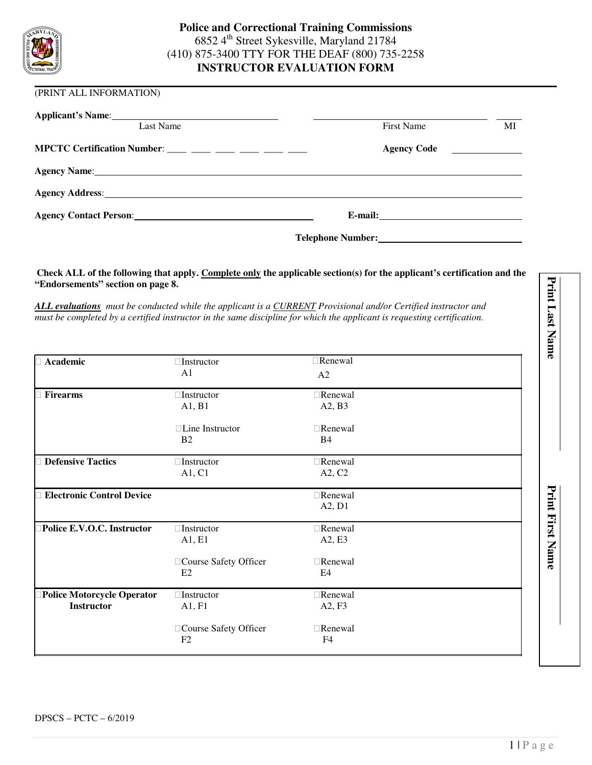# Police and Correctional Training Commissions

6852 4th Street Sykesville, Maryland 21784

(410) 875-3400 TTY FOR THE DEAF (800) 735-2258

## INSTRUCTOR EVALUATION FORM

(PRINT ALL INFORMATION)

**Applicant's Name**:\_\_\_\_\_\_\_\_\_\_\_\_\_\_\_\_\_\_\_\_\_\_\_\_\_\_\_\_\_\_ \_\_\_\_\_\_\_\_\_\_\_\_\_\_\_\_\_\_\_\_\_\_\_\_\_\_\_\_\_\_ \_\_\_\_\_

Last Name First Name MI

**MPCTC Certification Number**: \_\_\_\_ \_\_\_\_ \_\_\_\_ \_\_\_\_ \_\_\_\_ \_\_\_\_ **Agency Code** \_\_\_\_\_\_\_\_\_\_

**Agency Name**:\_\_\_\_\_\_\_\_\_\_\_\_\_\_\_\_\_\_\_\_\_\_\_\_\_\_\_\_\_\_\_\_\_\_\_\_\_\_\_\_\_\_\_\_\_\_\_\_\_\_\_\_\_\_\_\_\_\_

**Agency Address**:\_\_\_\_\_\_\_\_\_\_\_\_\_\_\_\_\_\_\_\_\_\_\_\_\_\_\_\_\_\_\_\_\_\_\_\_\_\_\_\_\_\_\_\_\_\_\_\_\_\_\_\_\_\_\_\_\_\_

**Agency Contact Person**:\_\_\_\_\_\_\_\_\_\_\_\_\_\_\_\_\_\_\_\_\_\_\_\_\_\_\_\_\_\_ **E-mail:**\_\_\_\_\_\_\_\_\_\_\_\_\_\_\_\_\_\_\_\_\_\_\_\_

**Telephone Number:**\_\_\_\_\_\_\_\_\_\_\_\_\_\_\_\_\_\_\_\_\_\_\_\_

**Check ALL of the following that apply. Complete only the applicable section(s) for the applicant's certification and the "Endorsements" section on page 8.**

***ALL evaluations*** *must be conducted while the applicant is a CURRENT Provisional and/or Certified instructor and must be completed by a certified instructor in the same discipline for which the applicant is requesting certification.*

| | | |
|---|---|---|
| ☐ **Academic** | ☐Instructor A1 | ☐Renewal A2 |
| ☐ **Firearms** | ☐Instructor A1, B1 | ☐Renewal A2, B3 |
| | ☐Line Instructor B2 | ☐Renewal B4 |
| ☐ **Defensive Tactics** | ☐Instructor A1, C1 | ☐Renewal A2, C2 |
| ☐ **Electronic Control Device** | | ☐Renewal A2, D1 |
| ☐**Police E.V.O.C. Instructor** | ☐Instructor A1, E1 | ☐Renewal A2, E3 |
| | ☐Course Safety Officer E2 | ☐Renewal E4 |
| ☐**Police Motorcycle Operator Instructor** | ☐Instructor A1, F1 | ☐Renewal A2, F3 |
| | ☐Course Safety Officer F2 | ☐Renewal F4 |

**Print Last Name** \_\_\_\_\_\_\_\_\_\_\_\_\_\_\_\_

**Print First Name** \_\_\_\_\_\_\_\_\_\_\_\_\_\_\_\_

DPSCS – PCTC – 6/2019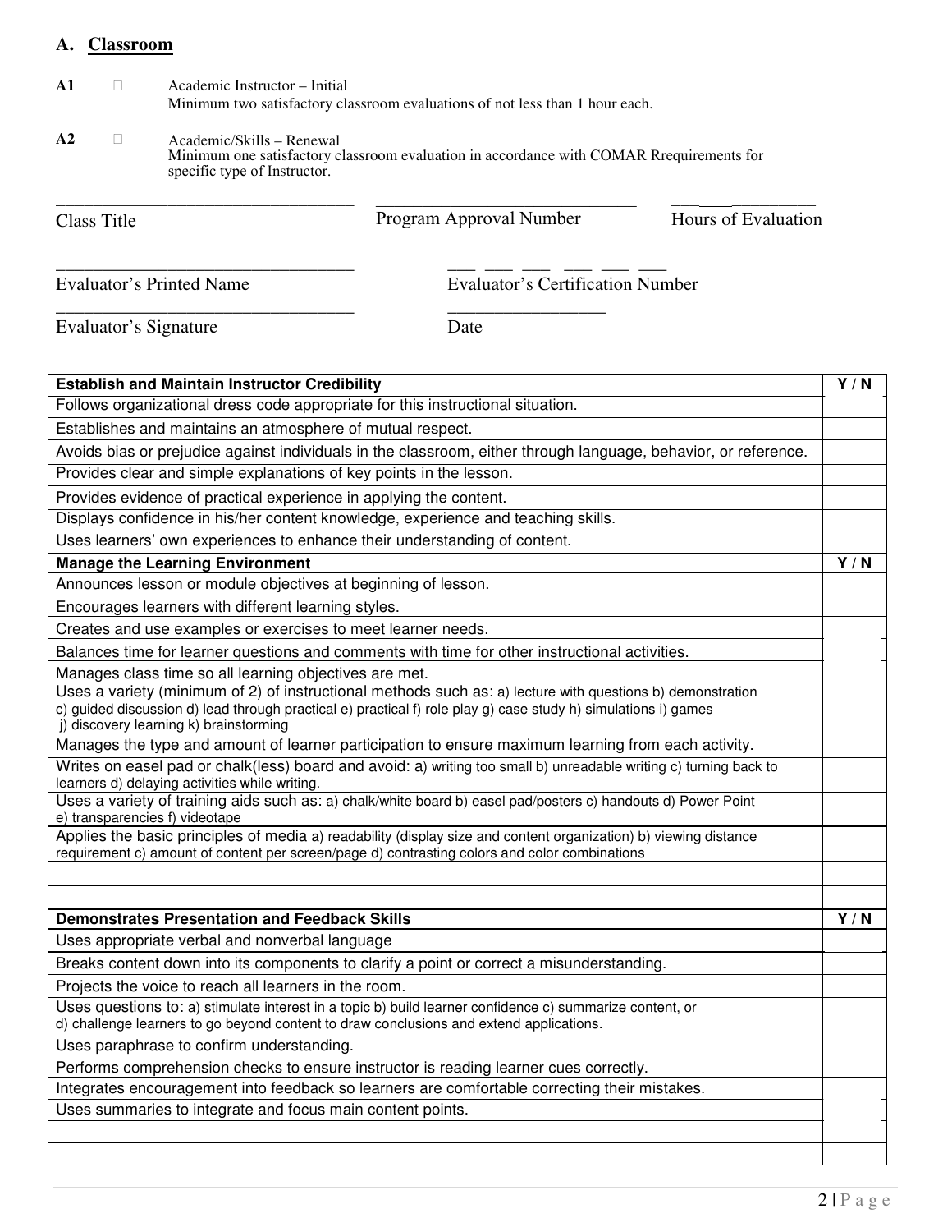## A. Classroom

**A1** ☐ Academic Instructor – Initial
Minimum two satisfactory classroom evaluations of not less than 1 hour each.

**A2** ☐ Academic/Skills – Renewal
Minimum one satisfactory classroom evaluation in accordance with COMAR Rrequirements for specific type of Instructor.

\_\_\_\_\_\_\_\_\_\_\_\_\_\_\_\_\_\_\_\_\_\_\_\_\_\_\_\_\_\_\_\_ Class Title

\_\_\_\_\_\_\_\_\_\_\_\_\_\_\_\_\_\_\_\_\_\_\_\_\_\_\_\_\_\_ Program Approval Number

\_\_\_\_\_\_\_\_\_\_\_\_\_\_\_ Hours of Evaluation

\_\_\_\_\_\_\_\_\_\_\_\_\_\_\_\_\_\_\_\_\_\_\_\_\_\_\_\_\_\_\_\_ Evaluator's Printed Name

\_\_\_ \_\_\_ \_\_\_ \_\_\_ \_\_\_ \_\_\_ Evaluator's Certification Number

\_\_\_\_\_\_\_\_\_\_\_\_\_\_\_\_\_\_\_\_\_\_\_\_\_\_\_\_\_\_\_\_ Evaluator's Signature

\_\_\_\_\_\_\_\_\_\_\_\_\_\_\_\_\_\_ Date

| **Establish and Maintain Instructor Credibility** | **Y / N** |
|---|---|
| Follows organizational dress code appropriate for this instructional situation. | |
| Establishes and maintains an atmosphere of mutual respect. | |
| Avoids bias or prejudice against individuals in the classroom, either through language, behavior, or reference. | |
| Provides clear and simple explanations of key points in the lesson. | |
| Provides evidence of practical experience in applying the content. | |
| Displays confidence in his/her content knowledge, experience and teaching skills. | |
| Uses learners' own experiences to enhance their understanding of content. | |
| **Manage the Learning Environment** | **Y / N** |
| Announces lesson or module objectives at beginning of lesson. | |
| Encourages learners with different learning styles. | |
| Creates and use examples or exercises to meet learner needs. | |
| Balances time for learner questions and comments with time for other instructional activities. | |
| Manages class time so all learning objectives are met. | |
| Uses a variety (minimum of 2) of instructional methods such as: a) lecture with questions b) demonstration c) guided discussion d) lead through practical e) practical f) role play g) case study h) simulations i) games j) discovery learning k) brainstorming | |
| Manages the type and amount of learner participation to ensure maximum learning from each activity. | |
| Writes on easel pad or chalk(less) board and avoid: a) writing too small b) unreadable writing c) turning back to learners d) delaying activities while writing. | |
| Uses a variety of training aids such as: a) chalk/white board b) easel pad/posters c) handouts d) Power Point e) transparencies f) videotape | |
| Applies the basic principles of media a) readability (display size and content organization) b) viewing distance requirement c) amount of content per screen/page d) contrasting colors and color combinations | |
| | |
| | |
| **Demonstrates Presentation and Feedback Skills** | **Y / N** |
| Uses appropriate verbal and nonverbal language | |
| Breaks content down into its components to clarify a point or correct a misunderstanding. | |
| Projects the voice to reach all learners in the room. | |
| Uses questions to: a) stimulate interest in a topic b) build learner confidence c) summarize content, or d) challenge learners to go beyond content to draw conclusions and extend applications. | |
| Uses paraphrase to confirm understanding. | |
| Performs comprehension checks to ensure instructor is reading learner cues correctly. | |
| Integrates encouragement into feedback so learners are comfortable correcting their mistakes. | |
| Uses summaries to integrate and focus main content points. | |
| | |
| | |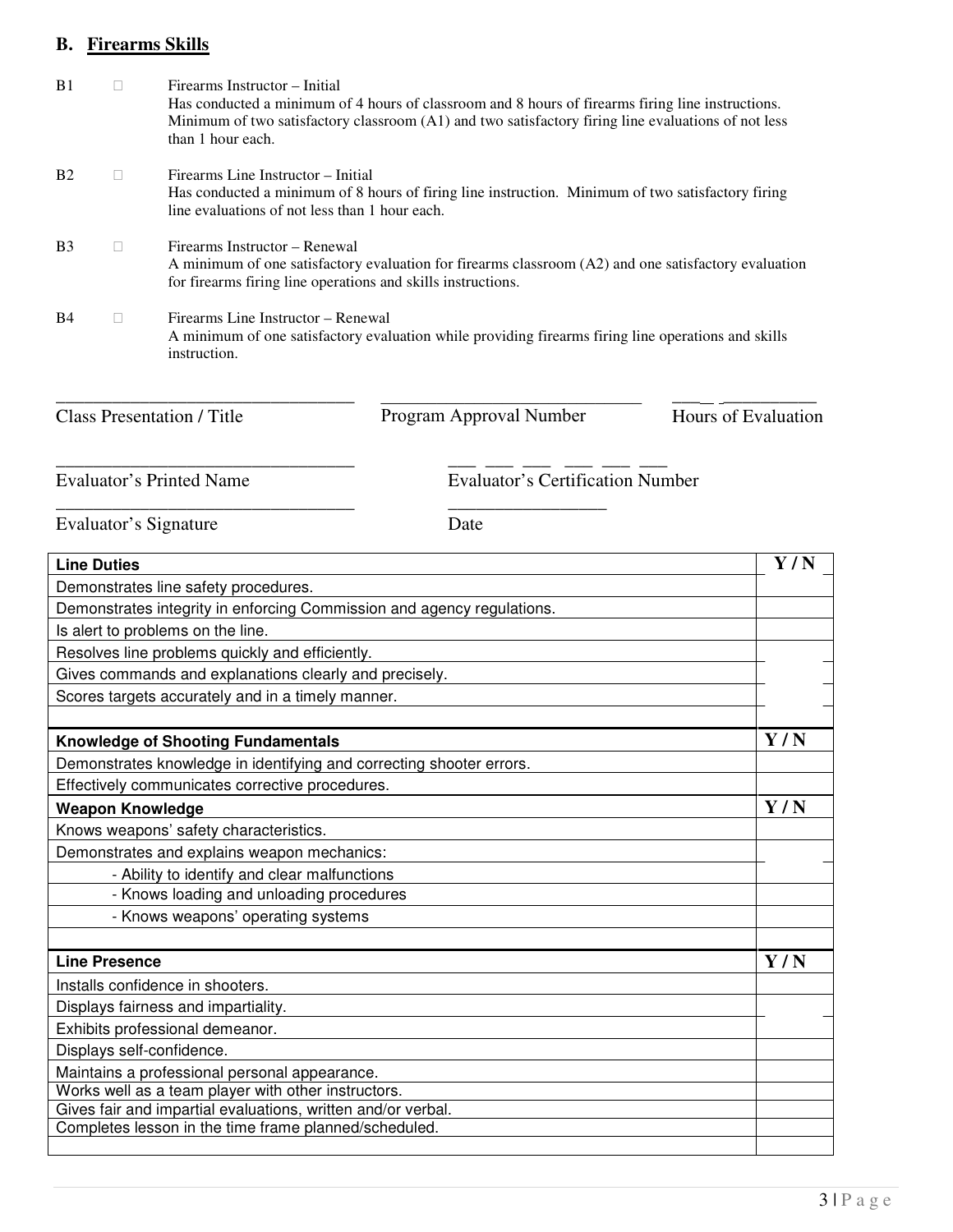## B. Firearms Skills

B1 ☐ Firearms Instructor – Initial
Has conducted a minimum of 4 hours of classroom and 8 hours of firearms firing line instructions. Minimum of two satisfactory classroom (A1) and two satisfactory firing line evaluations of not less than 1 hour each.

B2 ☐ Firearms Line Instructor – Initial
Has conducted a minimum of 8 hours of firing line instruction. Minimum of two satisfactory firing line evaluations of not less than 1 hour each.

B3 ☐ Firearms Instructor – Renewal
A minimum of one satisfactory evaluation for firearms classroom (A2) and one satisfactory evaluation for firearms firing line operations and skills instructions.

B4 ☐ Firearms Line Instructor – Renewal
A minimum of one satisfactory evaluation while providing firearms firing line operations and skills instruction.

\_\_\_\_\_\_\_\_\_\_\_\_\_\_\_\_\_\_\_\_\_\_\_\_\_\_\_\_\_\_\_\_ \_\_\_\_\_\_\_\_\_\_\_\_\_\_\_\_\_\_\_\_\_\_\_\_\_\_\_\_ \_\_\_\_\_\_\_\_\_\_\_\_
Class Presentation / Title    Program Approval Number    Hours of Evaluation

\_\_\_\_\_\_\_\_\_\_\_\_\_\_\_\_\_\_\_\_\_\_\_\_\_\_\_\_\_\_\_\_ \_\_\_ \_\_\_ \_\_\_ \_\_\_ \_\_\_ \_\_\_
Evaluator's Printed Name    Evaluator's Certification Number

\_\_\_\_\_\_\_\_\_\_\_\_\_\_\_\_\_\_\_\_\_\_\_\_\_\_\_\_\_\_\_\_ \_\_\_\_\_\_\_\_\_\_\_\_\_\_\_\_\_
Evaluator's Signature    Date

| **Line Duties** | **Y / N** |
|---|---|
| Demonstrates line safety procedures. | |
| Demonstrates integrity in enforcing Commission and agency regulations. | |
| Is alert to problems on the line. | |
| Resolves line problems quickly and efficiently. | |
| Gives commands and explanations clearly and precisely. | |
| Scores targets accurately and in a timely manner. | |
| | |
| **Knowledge of Shooting Fundamentals** | **Y / N** |
| Demonstrates knowledge in identifying and correcting shooter errors. | |
| Effectively communicates corrective procedures. | |
| **Weapon Knowledge** | **Y / N** |
| Knows weapons' safety characteristics. | |
| Demonstrates and explains weapon mechanics: | |
| - Ability to identify and clear malfunctions | |
| - Knows loading and unloading procedures | |
| - Knows weapons' operating systems | |
| | |
| **Line Presence** | **Y / N** |
| Installs confidence in shooters. | |
| Displays fairness and impartiality. | |
| Exhibits professional demeanor. | |
| Displays self-confidence. | |
| Maintains a professional personal appearance. | |
| Works well as a team player with other instructors. | |
| Gives fair and impartial evaluations, written and/or verbal. | |
| Completes lesson in the time frame planned/scheduled. | |
| | |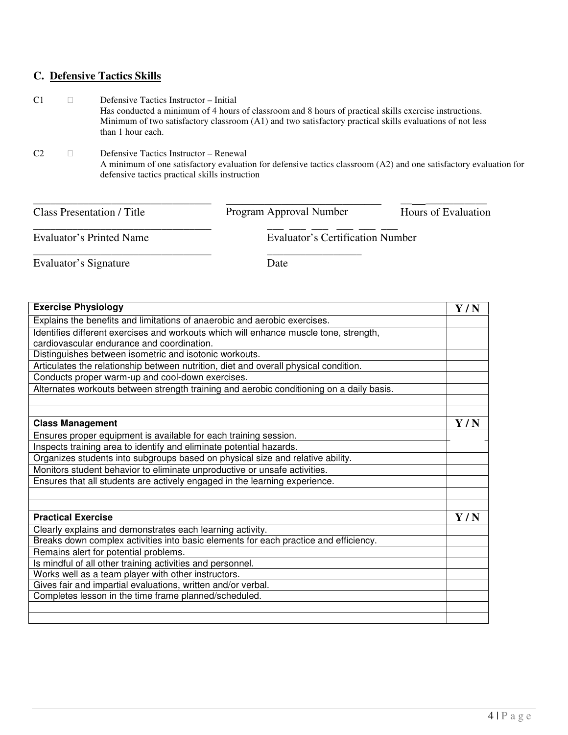## C. **Defensive Tactics Skills**

C1 ☐ Defensive Tactics Instructor – Initial
Has conducted a minimum of 4 hours of classroom and 8 hours of practical skills exercise instructions. Minimum of two satisfactory classroom (A1) and two satisfactory practical skills evaluations of not less than 1 hour each.

C2 ☐ Defensive Tactics Instructor – Renewal
A minimum of one satisfactory evaluation for defensive tactics classroom (A2) and one satisfactory evaluation for defensive tactics practical skills instruction

_________________________________ _____________________________ ______________
Class Presentation / Title Program Approval Number Hours of Evaluation

_________________________________ ___ ___ ___ ___ ___ ___
Evaluator's Printed Name Evaluator's Certification Number

_________________________________ _________________
Evaluator's Signature Date

| **Exercise Physiology** | **Y / N** |
|---|---|
| Explains the benefits and limitations of anaerobic and aerobic exercises. | |
| Identifies different exercises and workouts which will enhance muscle tone, strength, cardiovascular endurance and coordination. | |
| Distinguishes between isometric and isotonic workouts. | |
| Articulates the relationship between nutrition, diet and overall physical condition. | |
| Conducts proper warm-up and cool-down exercises. | |
| Alternates workouts between strength training and aerobic conditioning on a daily basis. | |
| | |
| | |
| **Class Management** | **Y / N** |
| Ensures proper equipment is available for each training session. | |
| Inspects training area to identify and eliminate potential hazards. | |
| Organizes students into subgroups based on physical size and relative ability. | |
| Monitors student behavior to eliminate unproductive or unsafe activities. | |
| Ensures that all students are actively engaged in the learning experience. | |
| | |
| | |
| **Practical Exercise** | **Y / N** |
| Clearly explains and demonstrates each learning activity. | |
| Breaks down complex activities into basic elements for each practice and efficiency. | |
| Remains alert for potential problems. | |
| Is mindful of all other training activities and personnel. | |
| Works well as a team player with other instructors. | |
| Gives fair and impartial evaluations, written and/or verbal. | |
| Completes lesson in the time frame planned/scheduled. | |
| | |
| | |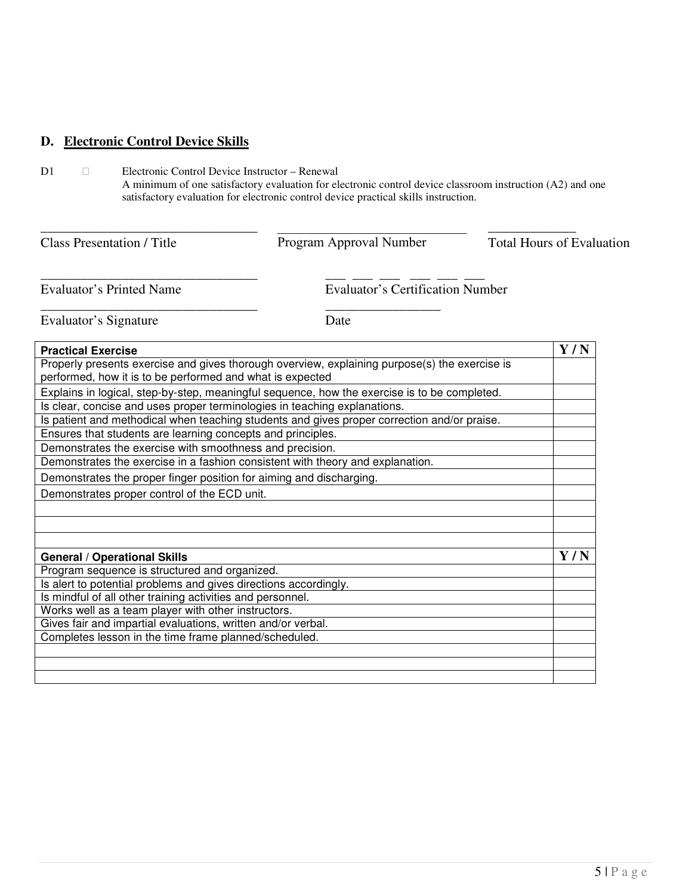## D. Electronic Control Device Skills

D1 ☐ Electronic Control Device Instructor – Renewal
A minimum of one satisfactory evaluation for electronic control device classroom instruction (A2) and one satisfactory evaluation for electronic control device practical skills instruction.

_________________________________ Class Presentation / Title

_____________________________ Program Approval Number

_____________ Total Hours of Evaluation

_________________________________ Evaluator's Printed Name

___ ___ ___ ___ ___ ___ Evaluator's Certification Number

_________________________________ Evaluator's Signature

_________________ Date

| **Practical Exercise** | **Y / N** |
|---|---|
| Properly presents exercise and gives thorough overview, explaining purpose(s) the exercise is performed, how it is to be performed and what is expected | |
| Explains in logical, step-by-step, meaningful sequence, how the exercise is to be completed. | |
| Is clear, concise and uses proper terminologies in teaching explanations. | |
| Is patient and methodical when teaching students and gives proper correction and/or praise. | |
| Ensures that students are learning concepts and principles. | |
| Demonstrates the exercise with smoothness and precision. | |
| Demonstrates the exercise in a fashion consistent with theory and explanation. | |
| Demonstrates the proper finger position for aiming and discharging. | |
| Demonstrates proper control of the ECD unit. | |
| | |
| | |
| | |

| **General / Operational Skills** | **Y / N** |
|---|---|
| Program sequence is structured and organized. | |
| Is alert to potential problems and gives directions accordingly. | |
| Is mindful of all other training activities and personnel. | |
| Works well as a team player with other instructors. | |
| Gives fair and impartial evaluations, written and/or verbal. | |
| Completes lesson in the time frame planned/scheduled. | |
| | |
| | |
| | |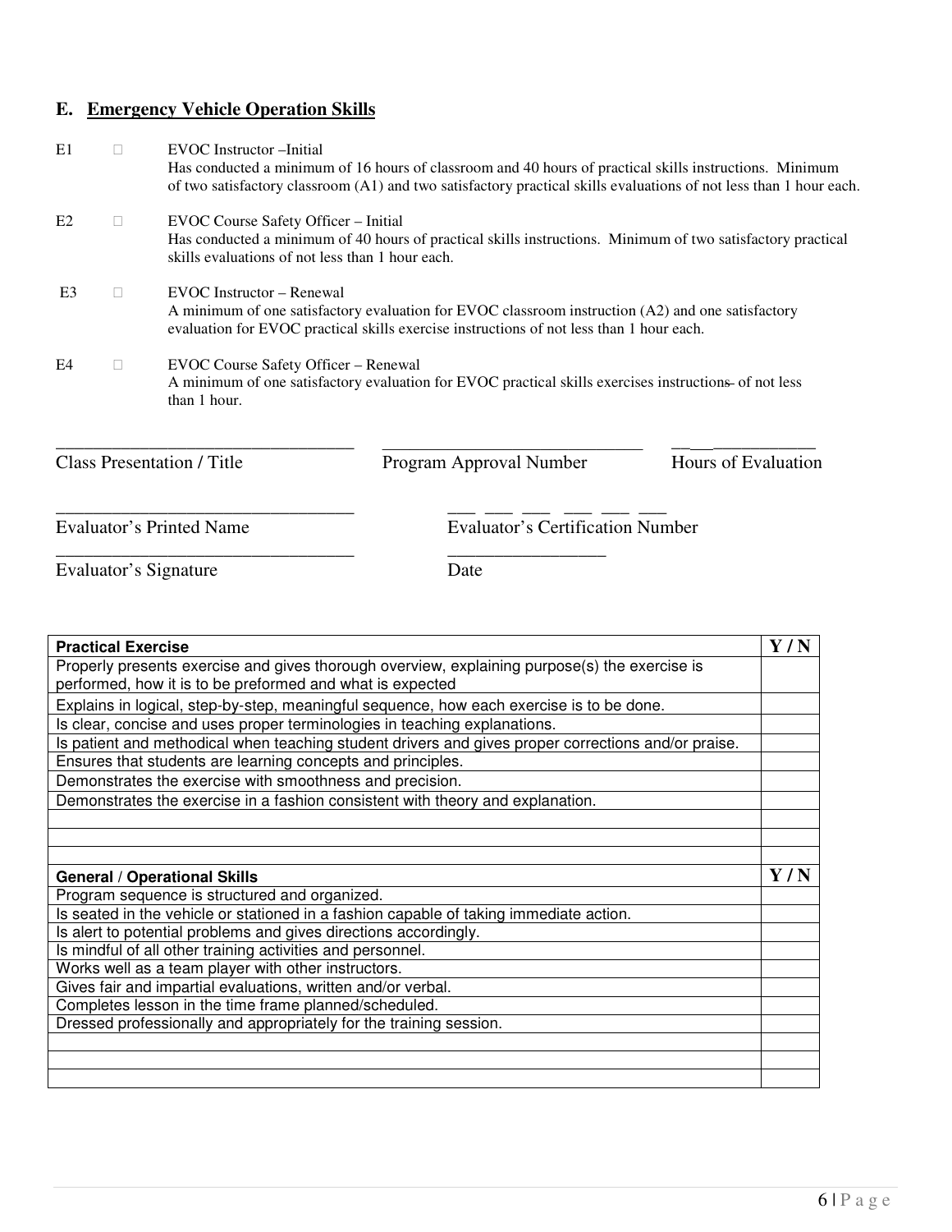## E. Emergency Vehicle Operation Skills

E1 ☐ EVOC Instructor –Initial
Has conducted a minimum of 16 hours of classroom and 40 hours of practical skills instructions. Minimum of two satisfactory classroom (A1) and two satisfactory practical skills evaluations of not less than 1 hour each.

E2 ☐ EVOC Course Safety Officer – Initial
Has conducted a minimum of 40 hours of practical skills instructions. Minimum of two satisfactory practical skills evaluations of not less than 1 hour each.

E3 ☐ EVOC Instructor – Renewal
A minimum of one satisfactory evaluation for EVOC classroom instruction (A2) and one satisfactory evaluation for EVOC practical skills exercise instructions of not less than 1 hour each.

E4 ☐ EVOC Course Safety Officer – Renewal
A minimum of one satisfactory evaluation for EVOC practical skills exercises instructions of not less than 1 hour.

_________________________________ Class Presentation / Title

_____________________________ Program Approval Number

_____________ Hours of Evaluation

_________________________________ Evaluator's Printed Name

___ ___ ___ ___ ___ ___ Evaluator's Certification Number

_________________________________ Evaluator's Signature

_________________ Date

| Practical Exercise | Y / N |
|---|---|
| Properly presents exercise and gives thorough overview, explaining purpose(s) the exercise is performed, how it is to be preformed and what is expected | |
| Explains in logical, step-by-step, meaningful sequence, how each exercise is to be done. | |
| Is clear, concise and uses proper terminologies in teaching explanations. | |
| Is patient and methodical when teaching student drivers and gives proper corrections and/or praise. | |
| Ensures that students are learning concepts and principles. | |
| Demonstrates the exercise with smoothness and precision. | |
| Demonstrates the exercise in a fashion consistent with theory and explanation. | |
| | |
| | |
| | |

| General / Operational Skills | Y / N |
|---|---|
| Program sequence is structured and organized. | |
| Is seated in the vehicle or stationed in a fashion capable of taking immediate action. | |
| Is alert to potential problems and gives directions accordingly. | |
| Is mindful of all other training activities and personnel. | |
| Works well as a team player with other instructors. | |
| Gives fair and impartial evaluations, written and/or verbal. | |
| Completes lesson in the time frame planned/scheduled. | |
| Dressed professionally and appropriately for the training session. | |
| | |
| | |
| | |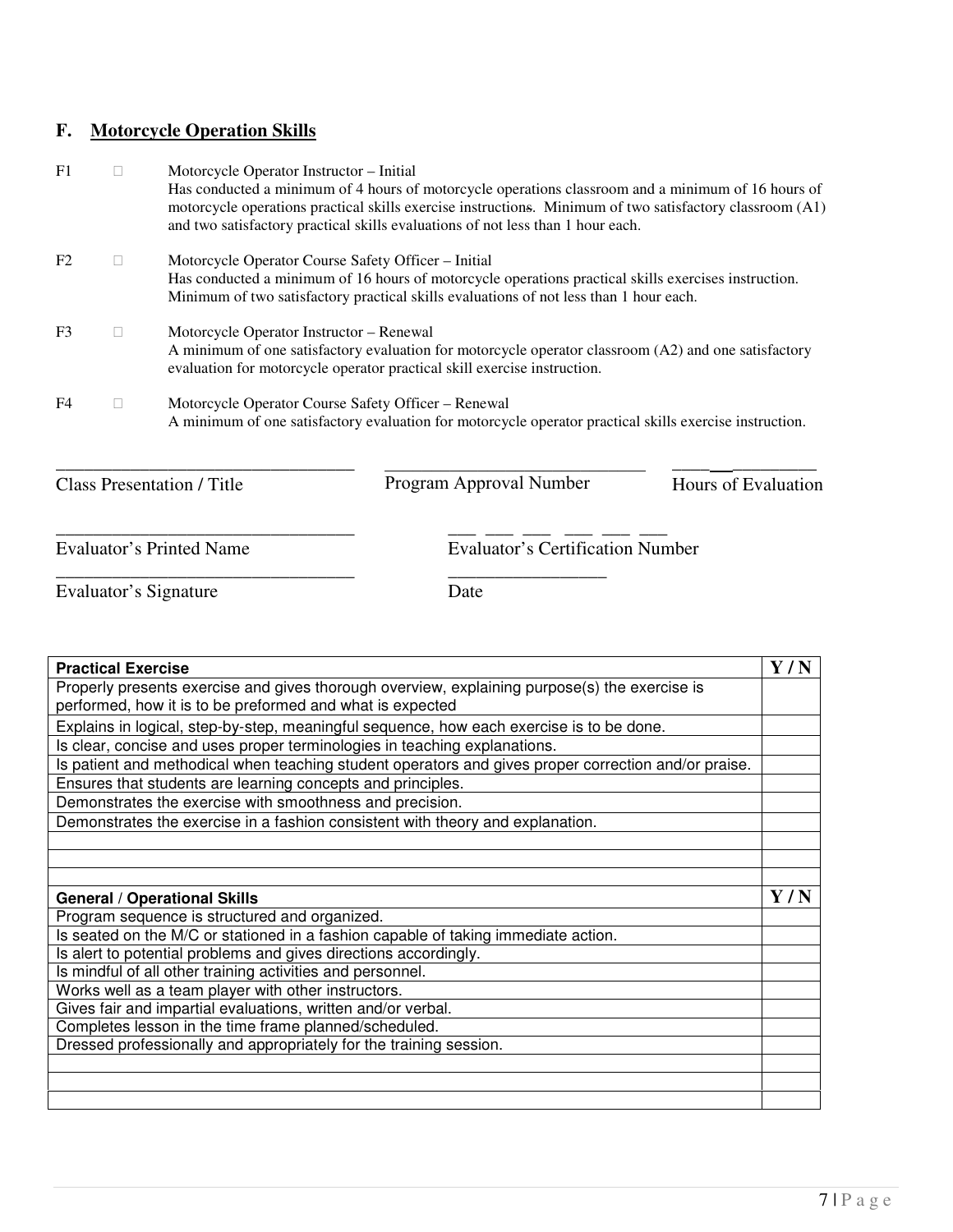## F. <u>Motorcycle Operation Skills</u>

F1 ☐ Motorcycle Operator Instructor – Initial
Has conducted a minimum of 4 hours of motorcycle operations classroom and a minimum of 16 hours of motorcycle operations practical skills exercise instructions. Minimum of two satisfactory classroom (A1) and two satisfactory practical skills evaluations of not less than 1 hour each.

F2 ☐ Motorcycle Operator Course Safety Officer – Initial
Has conducted a minimum of 16 hours of motorcycle operations practical skills exercises instruction. Minimum of two satisfactory practical skills evaluations of not less than 1 hour each.

F3 ☐ Motorcycle Operator Instructor – Renewal
A minimum of one satisfactory evaluation for motorcycle operator classroom (A2) and one satisfactory evaluation for motorcycle operator practical skill exercise instruction.

F4 ☐ Motorcycle Operator Course Safety Officer – Renewal
A minimum of one satisfactory evaluation for motorcycle operator practical skills exercise instruction.

________________________________ ____________________________ ________________
Class Presentation / Title Program Approval Number Hours of Evaluation

________________________________ ___ ___ ___ ___ ___ ___
Evaluator's Printed Name Evaluator's Certification Number

________________________________ _________________
Evaluator's Signature Date

| **Practical Exercise** | **Y / N** |
|---|---|
| Properly presents exercise and gives thorough overview, explaining purpose(s) the exercise is performed, how it is to be preformed and what is expected | |
| Explains in logical, step-by-step, meaningful sequence, how each exercise is to be done. | |
| Is clear, concise and uses proper terminologies in teaching explanations. | |
| Is patient and methodical when teaching student operators and gives proper correction and/or praise. | |
| Ensures that students are learning concepts and principles. | |
| Demonstrates the exercise with smoothness and precision. | |
| Demonstrates the exercise in a fashion consistent with theory and explanation. | |
| | |
| | |
| | |
| **General / Operational Skills** | **Y / N** |
| Program sequence is structured and organized. | |
| Is seated on the M/C or stationed in a fashion capable of taking immediate action. | |
| Is alert to potential problems and gives directions accordingly. | |
| Is mindful of all other training activities and personnel. | |
| Works well as a team player with other instructors. | |
| Gives fair and impartial evaluations, written and/or verbal. | |
| Completes lesson in the time frame planned/scheduled. | |
| Dressed professionally and appropriately for the training session. | |
| | |
| | |
| | |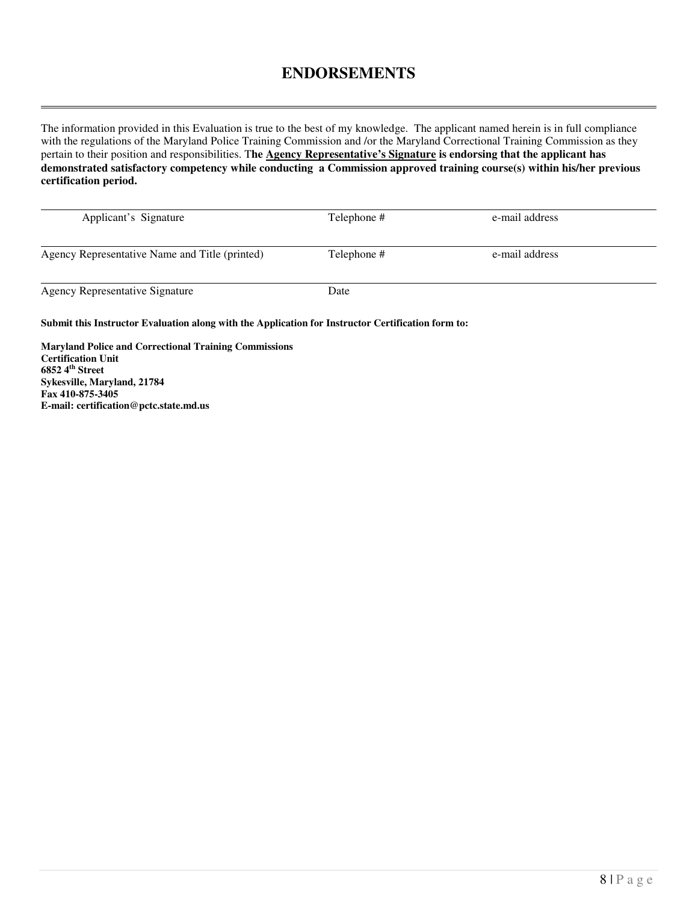# ENDORSEMENTS

---

The information provided in this Evaluation is true to the best of my knowledge. The applicant named herein is in full compliance with the regulations of the Maryland Police Training Commission and /or the Maryland Correctional Training Commission as they pertain to their position and responsibilities. T**he Agency Representative's Signature is endorsing that the applicant has demonstrated satisfactory competency while conducting a Commission approved training course(s) within his/her previous certification period.**

| | | |
|---|---|---|
| Applicant's Signature | Telephone # | e-mail address |
| Agency Representative Name and Title (printed) | Telephone # | e-mail address |
| Agency Representative Signature | Date | |

**Submit this Instructor Evaluation along with the Application for Instructor Certification form to:**

**Maryland Police and Correctional Training Commissions**
**Certification Unit**
**6852 4th Street**
**Sykesville, Maryland, 21784**
**Fax 410-875-3405**
**E-mail: certification@pctc.state.md.us**